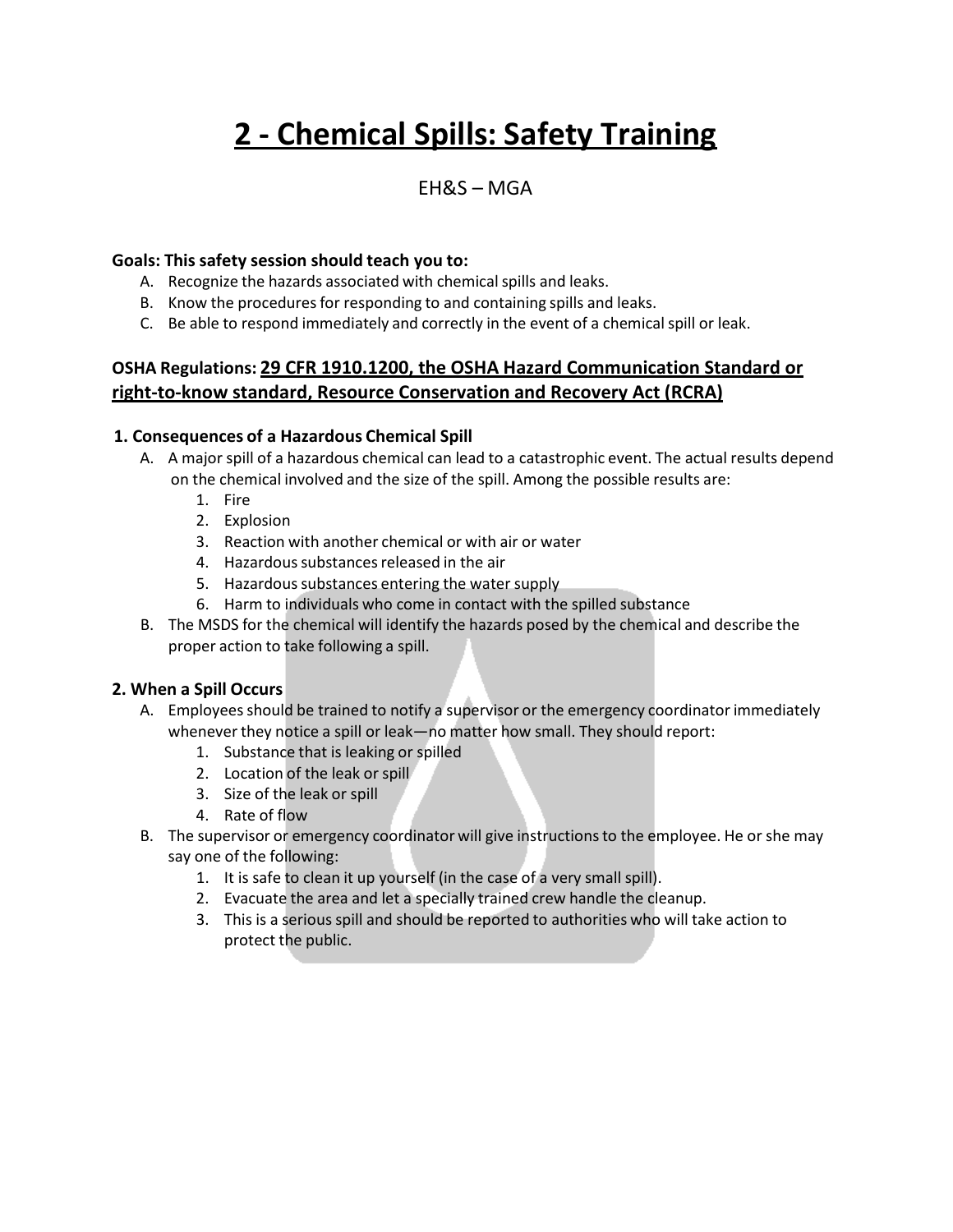# 2 - Chemical Spills: Safety Training

EH&S – MGA

**Goals: This safety session should teach you to:**

A. Recognize the hazards associated with chemical spills and leaks.
B. Know the procedures for responding to and containing spills and leaks.
C. Be able to respond immediately and correctly in the event of a chemical spill or leak.

**OSHA Regulations: <u>29 CFR 1910.1200, the OSHA Hazard Communication Standard or right-to-know standard, Resource Conservation and Recovery Act (RCRA)</u>**

### 1. Consequences of a Hazardous Chemical Spill

A. A major spill of a hazardous chemical can lead to a catastrophic event. The actual results depend on the chemical involved and the size of the spill. Among the possible results are:
   1. Fire
   2. Explosion
   3. Reaction with another chemical or with air or water
   4. Hazardous substances released in the air
   5. Hazardous substances entering the water supply
   6. Harm to individuals who come in contact with the spilled substance

B. The MSDS for the chemical will identify the hazards posed by the chemical and describe the proper action to take following a spill.

### 2. When a Spill Occurs

A. Employees should be trained to notify a supervisor or the emergency coordinator immediately whenever they notice a spill or leak—no matter how small. They should report:
   1. Substance that is leaking or spilled
   2. Location of the leak or spill
   3. Size of the leak or spill
   4. Rate of flow

B. The supervisor or emergency coordinator will give instructions to the employee. He or she may say one of the following:
   1. It is safe to clean it up yourself (in the case of a very small spill).
   2. Evacuate the area and let a specially trained crew handle the cleanup.
   3. This is a serious spill and should be reported to authorities who will take action to protect the public.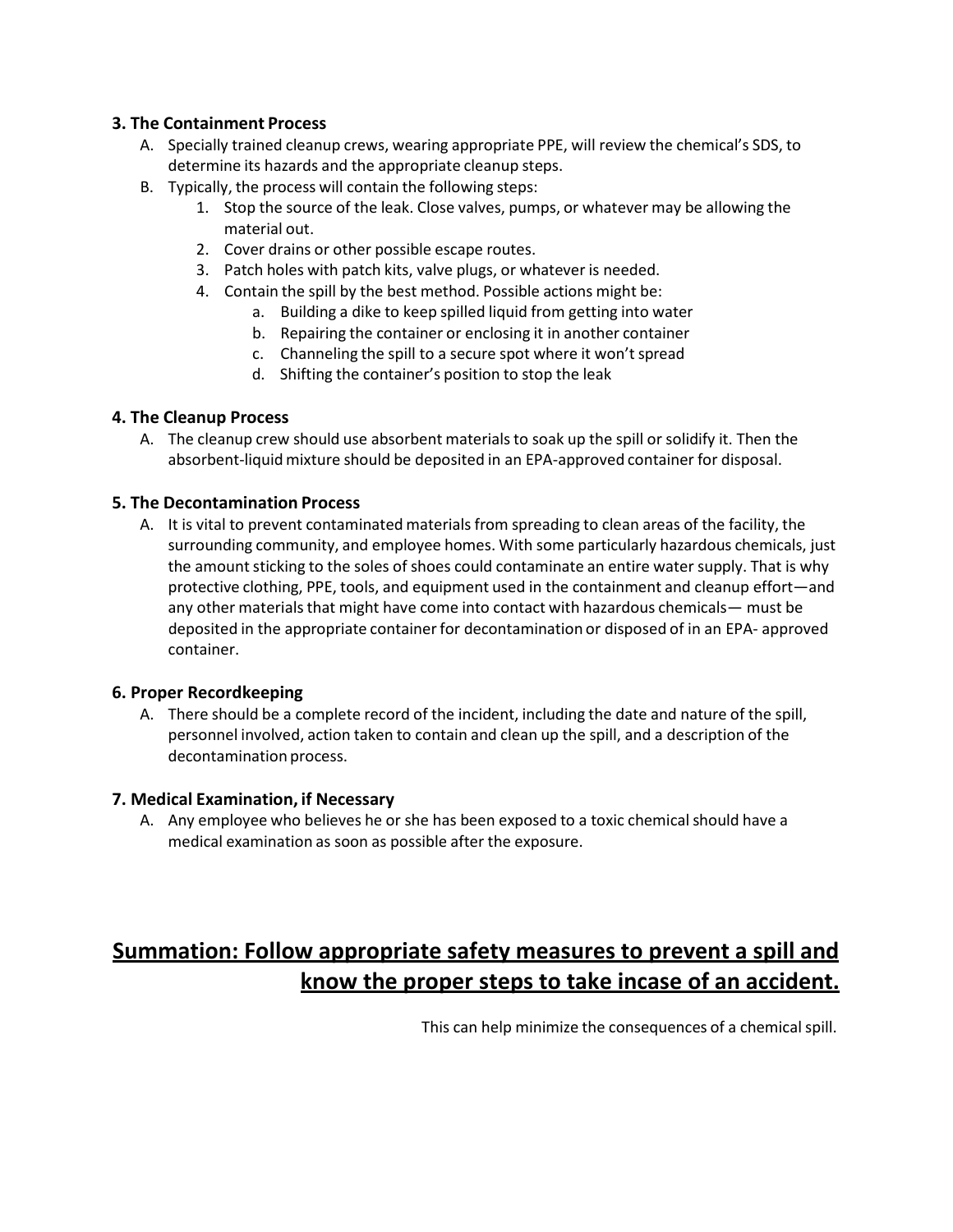### 3. The Containment Process

A. Specially trained cleanup crews, wearing appropriate PPE, will review the chemical's SDS, to determine its hazards and the appropriate cleanup steps.

B. Typically, the process will contain the following steps:

1. Stop the source of the leak. Close valves, pumps, or whatever may be allowing the material out.
2. Cover drains or other possible escape routes.
3. Patch holes with patch kits, valve plugs, or whatever is needed.
4. Contain the spill by the best method. Possible actions might be:
    a. Building a dike to keep spilled liquid from getting into water
    b. Repairing the container or enclosing it in another container
    c. Channeling the spill to a secure spot where it won't spread
    d. Shifting the container's position to stop the leak

### 4. The Cleanup Process

A. The cleanup crew should use absorbent materials to soak up the spill or solidify it. Then the absorbent-liquid mixture should be deposited in an EPA-approved container for disposal.

### 5. The Decontamination Process

A. It is vital to prevent contaminated materials from spreading to clean areas of the facility, the surrounding community, and employee homes. With some particularly hazardous chemicals, just the amount sticking to the soles of shoes could contaminate an entire water supply. That is why protective clothing, PPE, tools, and equipment used in the containment and cleanup effort—and any other materials that might have come into contact with hazardous chemicals— must be deposited in the appropriate container for decontamination or disposed of in an EPA- approved container.

### 6. Proper Recordkeeping

A. There should be a complete record of the incident, including the date and nature of the spill, personnel involved, action taken to contain and clean up the spill, and a description of the decontamination process.

### 7. Medical Examination, if Necessary

A. Any employee who believes he or she has been exposed to a toxic chemical should have a medical examination as soon as possible after the exposure.

## Summation: Follow appropriate safety measures to prevent a spill and know the proper steps to take incase of an accident.

This can help minimize the consequences of a chemical spill.